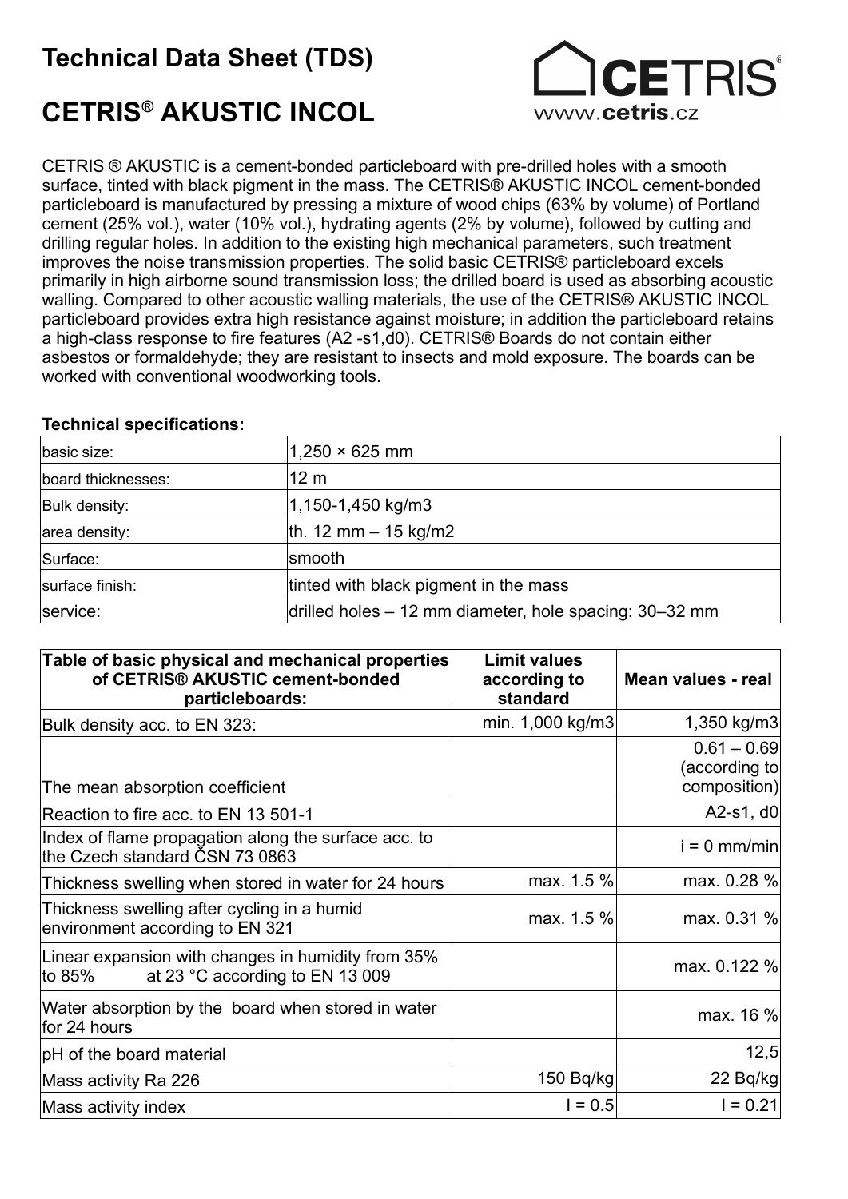# Technical Data Sheet (TDS)

# CETRIS® AKUSTIC INCOL

CETRIS ® AKUSTIC is a cement-bonded particleboard with pre-drilled holes with a smooth surface, tinted with black pigment in the mass. The CETRIS® AKUSTIC INCOL cement-bonded particleboard is manufactured by pressing a mixture of wood chips (63% by volume) of Portland cement (25% vol.), water (10% vol.), hydrating agents (2% by volume), followed by cutting and drilling regular holes. In addition to the existing high mechanical parameters, such treatment improves the noise transmission properties. The solid basic CETRIS® particleboard excels primarily in high airborne sound transmission loss; the drilled board is used as absorbing acoustic walling. Compared to other acoustic walling materials, the use of the CETRIS® AKUSTIC INCOL particleboard provides extra high resistance against moisture; in addition the particleboard retains a high-class response to fire features (A2 -s1,d0). CETRIS® Boards do not contain either asbestos or formaldehyde; they are resistant to insects and mold exposure. The boards can be worked with conventional woodworking tools.

**Technical specifications:**

| | |
|---|---|
| basic size: | 1,250 × 625 mm |
| board thicknesses: | 12 m |
| Bulk density: | 1,150-1,450 kg/m3 |
| area density: | th. 12 mm – 15 kg/m2 |
| Surface: | smooth |
| surface finish: | tinted with black pigment in the mass |
| service: | drilled holes – 12 mm diameter, hole spacing: 30–32 mm |

| Table of basic physical and mechanical properties of CETRIS® AKUSTIC cement-bonded particleboards: | Limit values according to standard | Mean values - real |
|---|---|---|
| Bulk density acc. to EN 323: | min. 1,000 kg/m3 | 1,350 kg/m3 |
| The mean absorption coefficient | | 0.61 – 0.69 (according to composition) |
| Reaction to fire acc. to EN 13 501-1 | | A2-s1, d0 |
| Index of flame propagation along the surface acc. to the Czech standard ČSN 73 0863 | | i = 0 mm/min |
| Thickness swelling when stored in water for 24 hours | max. 1.5 % | max. 0.28 % |
| Thickness swelling after cycling in a humid environment according to EN 321 | max. 1.5 % | max. 0.31 % |
| Linear expansion with changes in humidity from 35% to 85% at 23 °C according to EN 13 009 | | max. 0.122 % |
| Water absorption by the board when stored in water for 24 hours | | max. 16 % |
| pH of the board material | | 12,5 |
| Mass activity Ra 226 | 150 Bq/kg | 22 Bq/kg |
| Mass activity index | I = 0.5 | I = 0.21 |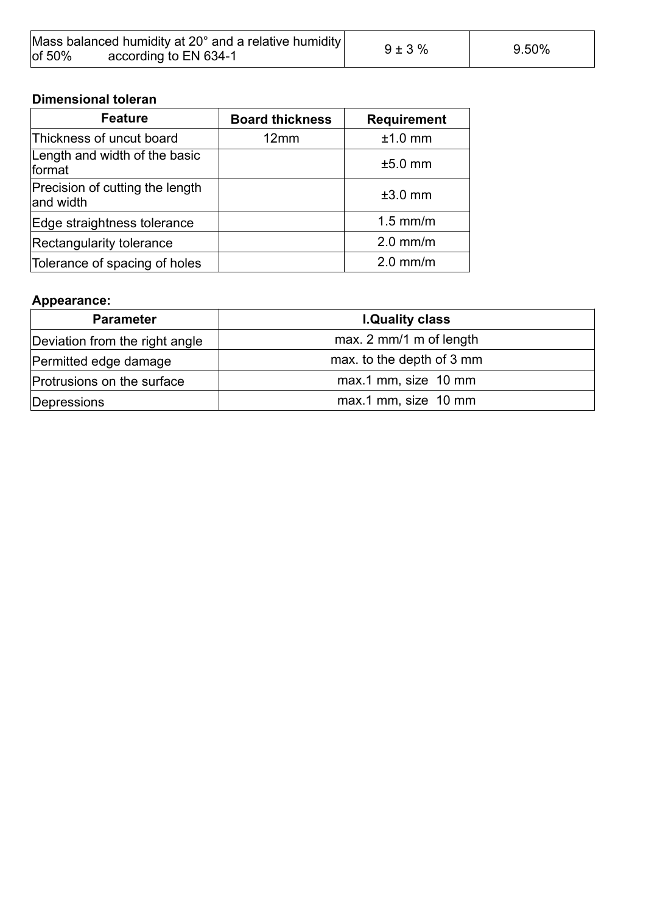| | | |
|---|---|---|
| Mass balanced humidity at 20° and a relative humidity of 50% according to EN 634-1 | 9 ± 3 % | 9.50% |

**Dimensional toleran**

| Feature | Board thickness | Requirement |
|---|---|---|
| Thickness of uncut board | 12mm | ±1.0 mm |
| Length and width of the basic format | | ±5.0 mm |
| Precision of cutting the length and width | | ±3.0 mm |
| Edge straightness tolerance | | 1.5 mm/m |
| Rectangularity tolerance | | 2.0 mm/m |
| Tolerance of spacing of holes | | 2.0 mm/m |

**Appearance:**

| Parameter | I.Quality class |
|---|---|
| Deviation from the right angle | max. 2 mm/1 m of length |
| Permitted edge damage | max. to the depth of 3 mm |
| Protrusions on the surface | max.1 mm, size 10 mm |
| Depressions | max.1 mm, size 10 mm |